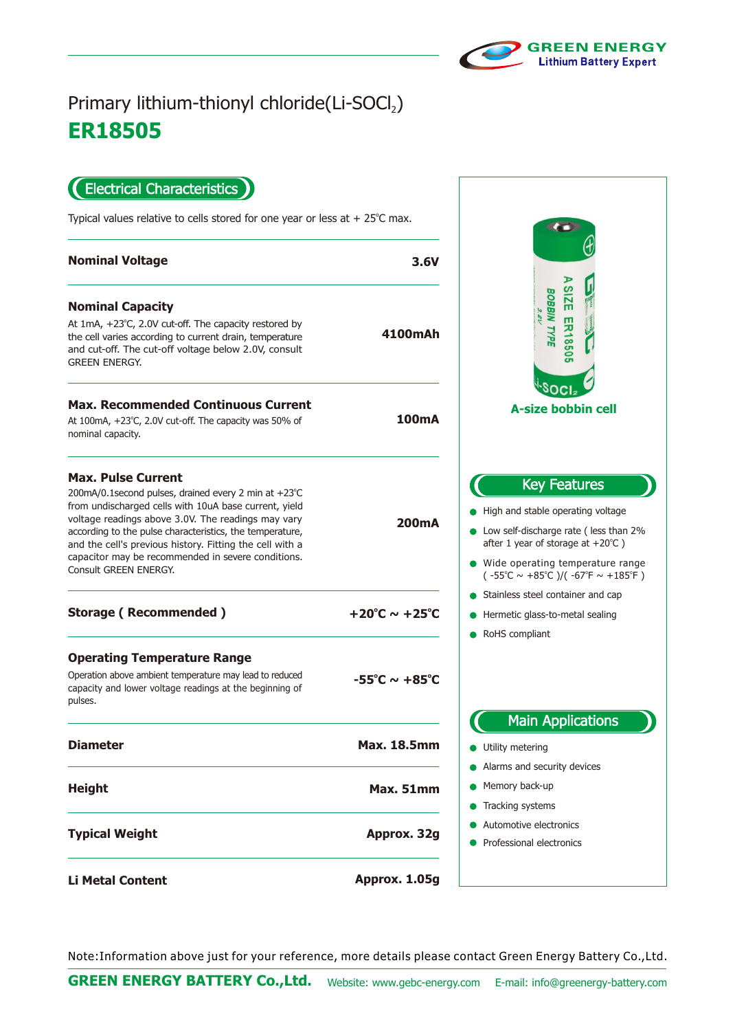GREEN ENERGY
Lithium Battery Expert

# Primary lithium-thionyl chloride(Li-$SOCl_2$)

# ER18505

## Electrical Characteristics

Typical values relative to cells stored for one year or less at + 25℃ max.

| Parameter | Value |
|---|---|
| **Nominal Voltage** | **3.6V** |
| **Nominal Capacity**<br>At 1mA, +23℃, 2.0V cut-off. The capacity restored by the cell varies according to current drain, temperature and cut-off. The cut-off voltage below 2.0V, consult GREEN ENERGY. | **4100mAh** |
| **Max. Recommended Continuous Current**<br>At 100mA, +23℃, 2.0V cut-off. The capacity was 50% of nominal capacity. | **100mA** |
| **Max. Pulse Current**<br>200mA/0.1second pulses, drained every 2 min at +23℃ from undischarged cells with 10uA base current, yield voltage readings above 3.0V. The readings may vary according to the pulse characteristics, the temperature, and the cell's previous history. Fitting the cell with a capacitor may be recommended in severe conditions. Consult GREEN ENERGY. | **200mA** |
| **Storage ( Recommended )** | **+20℃ ~ +25℃** |
| **Operating Temperature Range**<br>Operation above ambient temperature may lead to reduced capacity and lower voltage readings at the beginning of pulses. | **-55℃ ~ +85℃** |
| **Diameter** | **Max. 18.5mm** |
| **Height** | **Max. 51mm** |
| **Typical Weight** | **Approx. 32g** |
| **Li Metal Content** | **Approx. 1.05g** |

A-size bobbin cell

## Key Features

- High and stable operating voltage
- Low self-discharge rate ( less than 2% after 1 year of storage at +20℃ )
- Wide operating temperature range ( -55℃ ~ +85℃ )/( -67℉ ~ +185℉ )
- Stainless steel container and cap
- Hermetic glass-to-metal sealing
- RoHS compliant

## Main Applications

- Utility metering
- Alarms and security devices
- Memory back-up
- Tracking systems
- Automotive electronics
- Professional electronics

Note:Information above just for your reference, more details please contact Green Energy Battery Co.,Ltd.

**GREEN ENERGY BATTERY Co.,Ltd.** Website: www.gebc-energy.com E-mail: info@greenergy-battery.com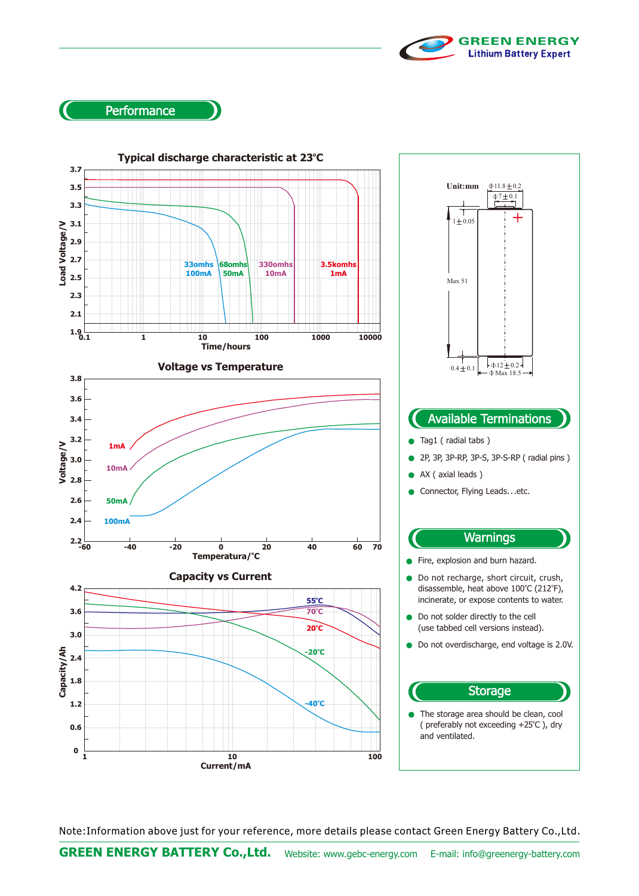## Performance

### Typical discharge characteristic at 23℃

Load Voltage/V

3.7
3.5
3.3
3.1
2.9
2.7
2.5
2.3
2.1
1.9

33omhs 100mA
68omhs 50mA
330omhs 10mA
3.5komhs 1mA

0.1 1 10 100 1000 10000

Time/hours

### Voltage vs Temperature

Voltage/V

3.8
3.6
3.4
3.2
3.0
2.8
2.6
2.4
2.2

1mA
10mA
50mA
100mA

-60 -40 -20 0 20 40 60 70

Temperatura/℃

### Capacity vs Current

Capacity/Ah

4.2
3.6
3.0
2.4
1.8
1.2
0.6
0

55℃
70℃
20℃
-20℃
-40℃

1 10 100

Current/mA

Unit:mm

Φ11.8±0.2
Φ7±0.1
1±0.05
Max 51
0.4±0.1
Φ12±0.2
Φ Max 18.5

## Available Terminations

- Tag1 ( radial tabs )
- 2P, 3P, 3P-RP, 3P-S, 3P-S-RP ( radial pins )
- AX ( axial leads )
- Connector, Flying Leads…etc.

## Warnings

- Fire, explosion and burn hazard.
- Do not recharge, short circuit, crush, disassemble, heat above 100℃ (212℉), incinerate, or expose contents to water.
- Do not solder directly to the cell (use tabbed cell versions instead).
- Do not overdischarge, end voltage is 2.0V.

## Storage

- The storage area should be clean, cool ( preferably not exceeding +25℃ ), dry and ventilated.

Note:Information above just for your reference, more details please contact Green Energy Battery Co.,Ltd.

**GREEN ENERGY BATTERY Co.,Ltd.** Website: www.gebc-energy.com E-mail: info@greenergy-battery.com